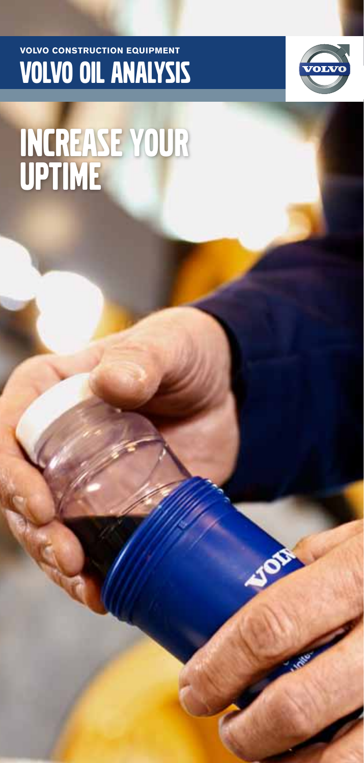**VOLVO CONSTRUCTION EQUIPMENT**

# VOLVO OIL ANALYSIS

# INCREASE YOUR UPTIME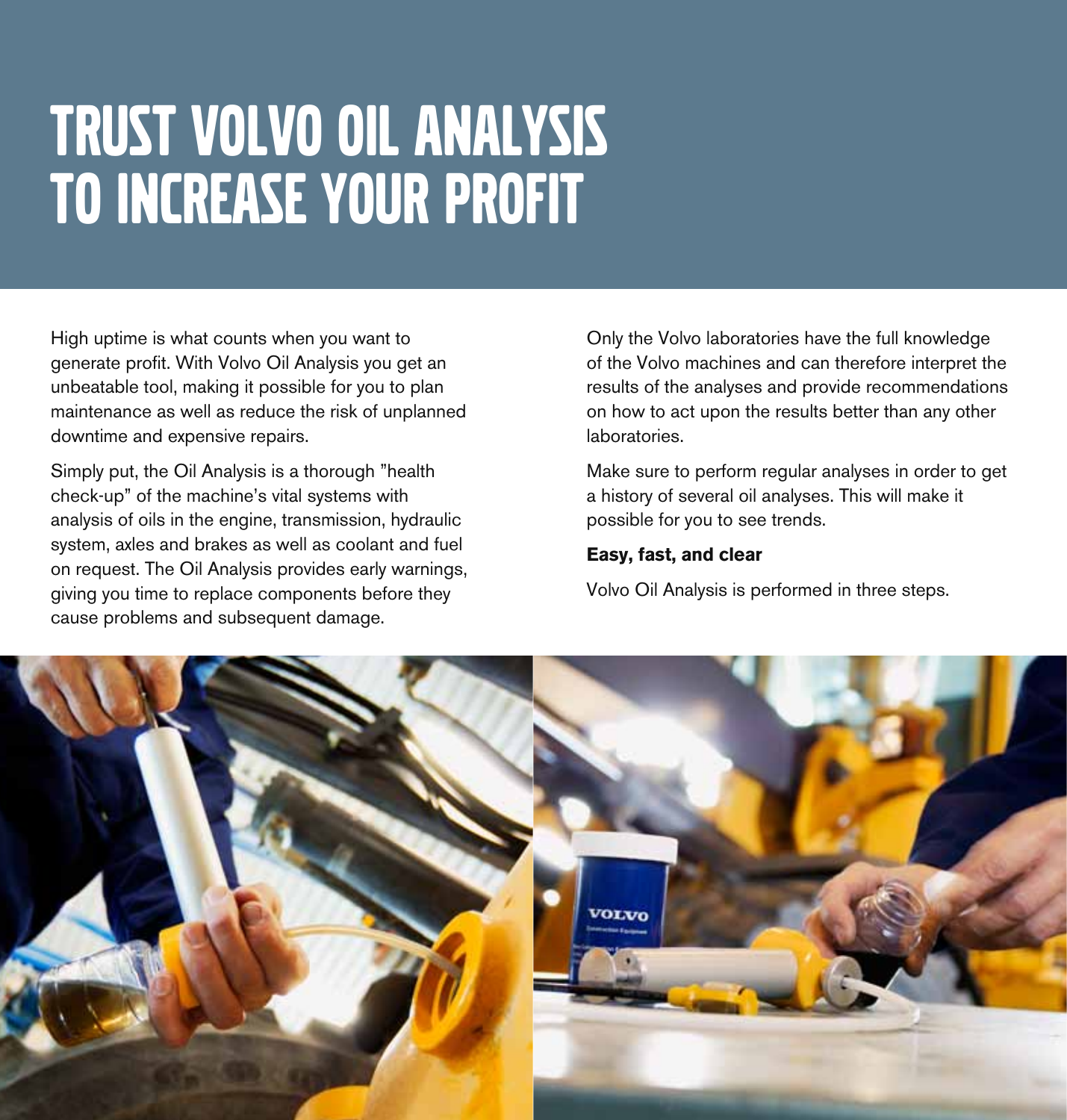# TRUST VOLVO OIL ANALYSIS TO INCREASE YOUR PROFIT

High uptime is what counts when you want to generate profit. With Volvo Oil Analysis you get an unbeatable tool, making it possible for you to plan maintenance as well as reduce the risk of unplanned downtime and expensive repairs.

Simply put, the Oil Analysis is a thorough "health check-up" of the machine's vital systems with analysis of oils in the engine, transmission, hydraulic system, axles and brakes as well as coolant and fuel on request. The Oil Analysis provides early warnings, giving you time to replace components before they cause problems and subsequent damage.

Only the Volvo laboratories have the full knowledge of the Volvo machines and can therefore interpret the results of the analyses and provide recommendations on how to act upon the results better than any other laboratories.

Make sure to perform regular analyses in order to get a history of several oil analyses. This will make it possible for you to see trends.

**Easy, fast, and clear**

Volvo Oil Analysis is performed in three steps.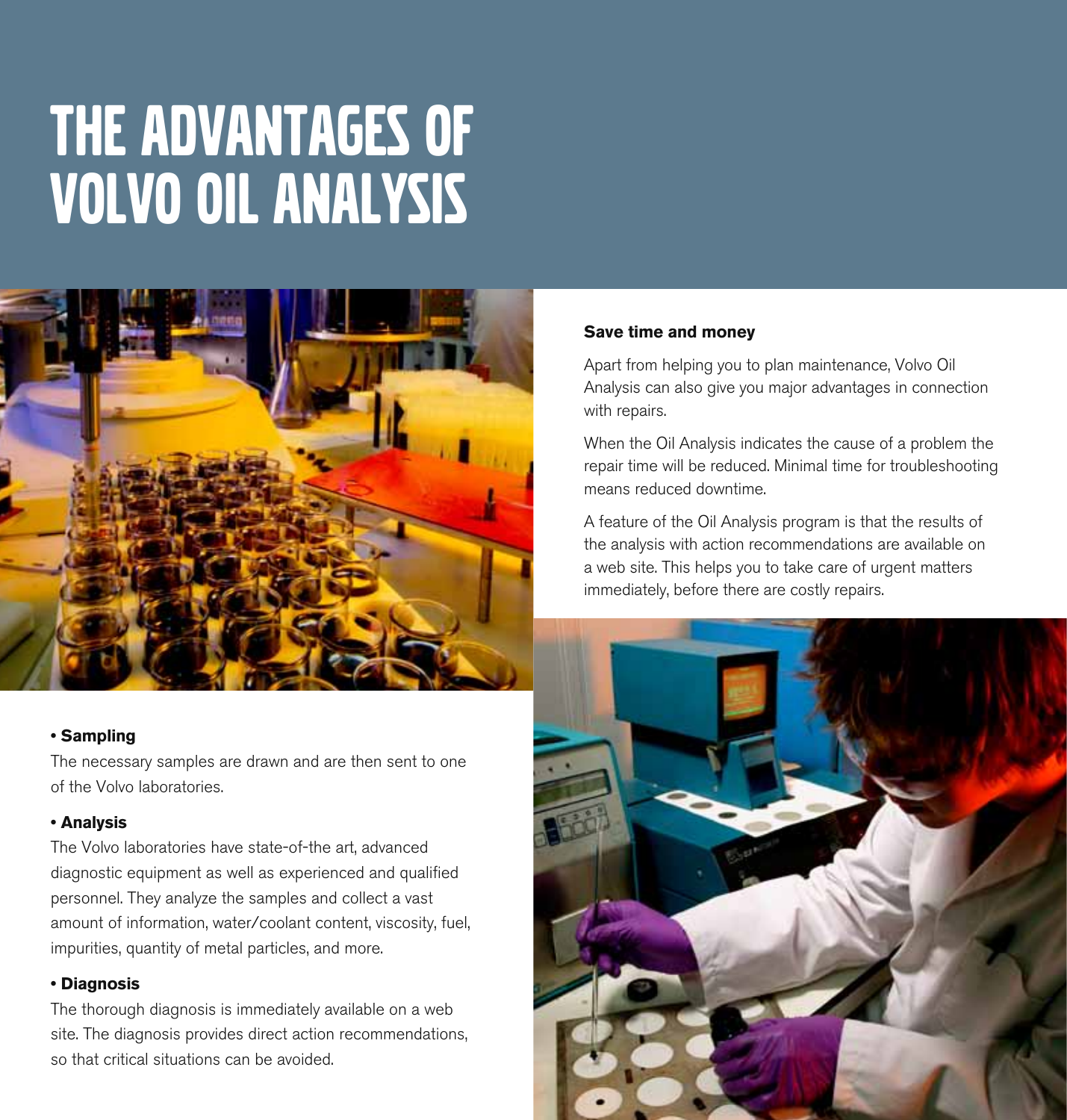# THE ADVANTAGES OF VOLVO OIL ANALYSIS

**• Sampling**

The necessary samples are drawn and are then sent to one of the Volvo laboratories.

**• Analysis**

The Volvo laboratories have state-of-the art, advanced diagnostic equipment as well as experienced and qualified personnel. They analyze the samples and collect a vast amount of information, water/coolant content, viscosity, fuel, impurities, quantity of metal particles, and more.

**• Diagnosis**

The thorough diagnosis is immediately available on a web site. The diagnosis provides direct action recommendations, so that critical situations can be avoided.

**Save time and money**

Apart from helping you to plan maintenance, Volvo Oil Analysis can also give you major advantages in connection with repairs.

When the Oil Analysis indicates the cause of a problem the repair time will be reduced. Minimal time for troubleshooting means reduced downtime.

A feature of the Oil Analysis program is that the results of the analysis with action recommendations are available on a web site. This helps you to take care of urgent matters immediately, before there are costly repairs.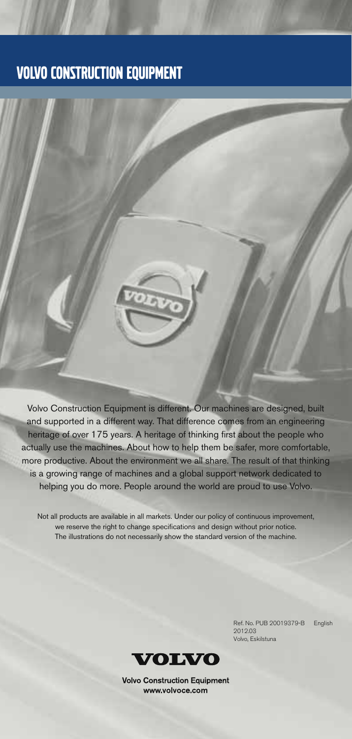# VOLVO CONSTRUCTION EQUIPMENT

Volvo Construction Equipment is different. Our machines are designed, built and supported in a different way. That difference comes from an engineering heritage of over 175 years. A heritage of thinking first about the people who actually use the machines. About how to help them be safer, more comfortable, more productive. About the environment we all share. The result of that thinking is a growing range of machines and a global support network dedicated to helping you do more. People around the world are proud to use Volvo.

Not all products are available in all markets. Under our policy of continuous improvement, we reserve the right to change specifications and design without prior notice. The illustrations do not necessarily show the standard version of the machine.

Ref. No. PUB 20019379-B English
2012.03
Volvo, Eskilstuna

VOLVO

Volvo Construction Equipment
www.volvoce.com